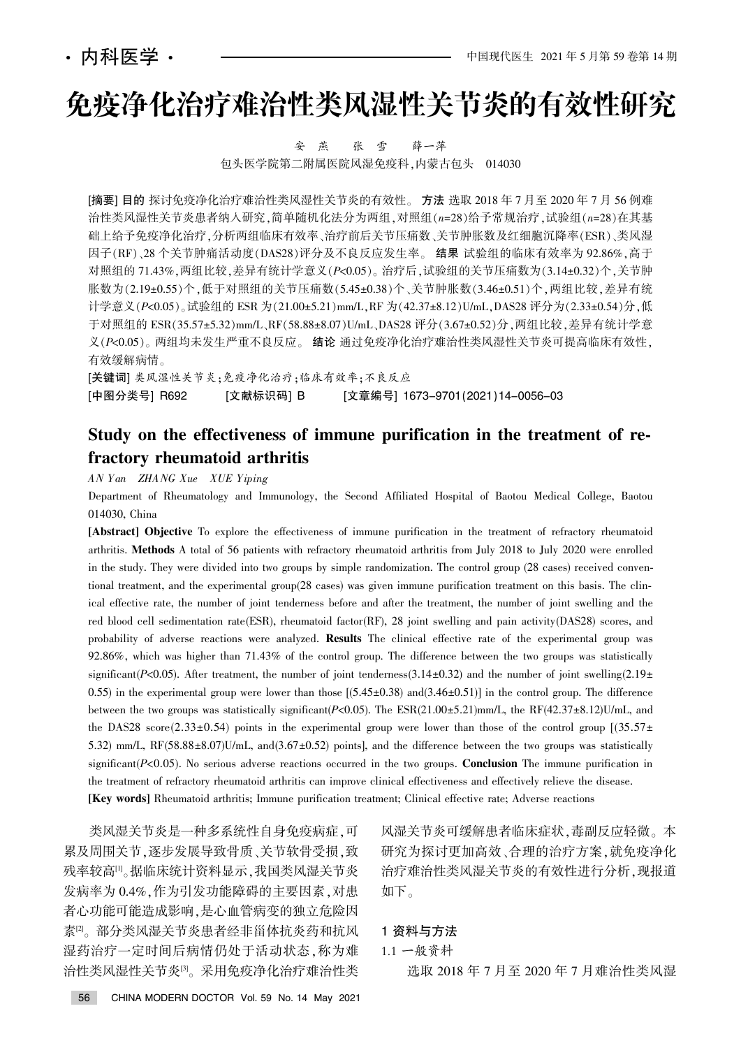· 内科医学 ·

# 免疫净化治疗难治性类风湿性关节炎的有效性研究

安 燕　张 雪　薛一萍

包头医学院第二附属医院风湿免疫科，内蒙古包头　014030

**[摘要] 目的** 探讨免疫净化治疗难治性类风湿性关节炎的有效性。**方法** 选取 2018 年 7 月至 2020 年 7 月 56 例难治性类风湿性关节炎患者纳入研究，简单随机化法分为两组，对照组($n$=28)给予常规治疗，试验组($n$=28)在其基础上给予免疫净化治疗，分析两组临床有效率、治疗前后关节压痛数、关节肿胀数及红细胞沉降率(ESR)、类风湿因子(RF)、28 个关节肿痛活动度(DAS28)评分及不良反应发生率。**结果** 试验组的临床有效率为 92.86%，高于对照组的 71.43%，两组比较，差异有统计学意义($P$<0.05)。治疗后，试验组的关节压痛数为(3.14±0.32)个，关节肿胀数为(2.19±0.55)个，低于对照组的关节压痛数(5.45±0.38)个、关节肿胀数(3.46±0.51)个，两组比较，差异有统计学意义($P$<0.05)。试验组的 ESR 为(21.00±5.21)mm/L，RF 为(42.37±8.12)U/mL，DAS28 评分为(2.33±0.54)分，低于对照组的 ESR(35.57±5.32)mm/L、RF(58.88±8.07)U/mL、DAS28 评分(3.67±0.52)分，两组比较，差异有统计学意义($P$<0.05)。两组均未发生严重不良反应。**结论** 通过免疫净化治疗难治性类风湿性关节炎可提高临床有效性，有效缓解病情。

**[关键词]** 类风湿性关节炎；免疫净化治疗；临床有效率；不良反应

**[中图分类号]** R692　**[文献标识码]** B　**[文章编号]** 1673-9701(2021)14-0056-03

## Study on the effectiveness of immune purification in the treatment of refractory rheumatoid arthritis

*AN Yan　ZHANG Xue　XUE Yiping*

Department of Rheumatology and Immunology, the Second Affiliated Hospital of Baotou Medical College, Baotou 014030, China

**[Abstract] Objective** To explore the effectiveness of immune purification in the treatment of refractory rheumatoid arthritis. **Methods** A total of 56 patients with refractory rheumatoid arthritis from July 2018 to July 2020 were enrolled in the study. They were divided into two groups by simple randomization. The control group (28 cases) received conventional treatment, and the experimental group(28 cases) was given immune purification treatment on this basis. The clinical effective rate, the number of joint tenderness before and after the treatment, the number of joint swelling and the red blood cell sedimentation rate(ESR), rheumatoid factor(RF), 28 joint swelling and pain activity(DAS28) scores, and probability of adverse reactions were analyzed. **Results** The clinical effective rate of the experimental group was 92.86%, which was higher than 71.43% of the control group. The difference between the two groups was statistically significant($P$<0.05). After treatment, the number of joint tenderness(3.14±0.32) and the number of joint swelling(2.19±0.55) in the experimental group were lower than those [(5.45±0.38) and(3.46±0.51)] in the control group. The difference between the two groups was statistically significant($P$<0.05). The ESR(21.00±5.21)mm/L, the RF(42.37±8.12)U/mL, and the DAS28 score(2.33±0.54) points in the experimental group were lower than those of the control group [(35.57±5.32) mm/L, RF(58.88±8.07)U/mL, and(3.67±0.52) points], and the difference between the two groups was statistically significant($P$<0.05). No serious adverse reactions occurred in the two groups. **Conclusion** The immune purification in the treatment of refractory rheumatoid arthritis can improve clinical effectiveness and effectively relieve the disease.

**[Key words]** Rheumatoid arthritis; Immune purification treatment; Clinical effective rate; Adverse reactions

类风湿关节炎是一种多系统性自身免疫病症，可累及周围关节，逐步发展导致骨质、关节软骨受损，致残率较高[1]。据临床统计资料显示，我国类风湿关节炎发病率为 0.4%，作为引发功能障碍的主要因素，对患者心功能可能造成影响，是心血管病变的独立危险因素[2]。部分类风湿关节炎患者经非甾体抗炎药和抗风湿药治疗一定时间后病情仍处于活动状态，称为难治性类风湿性关节炎[3]。采用免疫净化治疗难治性类风湿关节炎可缓解患者临床症状，毒副反应轻微。本研究为探讨更加高效、合理的治疗方案，就免疫净化治疗难治性类风湿关节炎的有效性进行分析，现报道如下。

## 1 资料与方法

### 1.1 一般资料

选取 2018 年 7 月至 2020 年 7 月难治性类风湿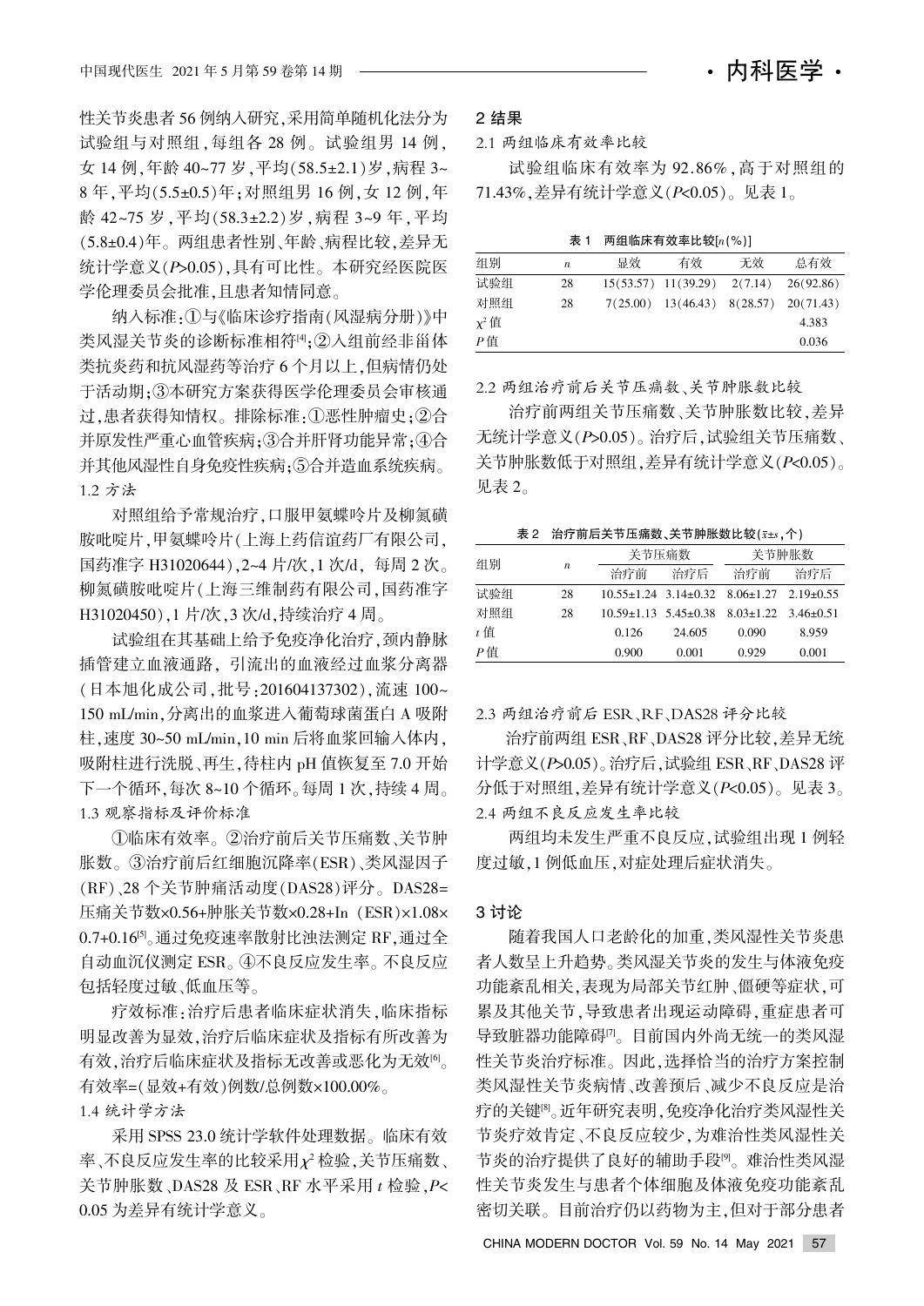性关节炎患者56例纳入研究，采用简单随机化法分为试验组与对照组，每组各28例。试验组男14例，女14例，年龄40~77岁，平均(58.5±2.1)岁，病程3~8年，平均(5.5±0.5)年；对照组男16例，女12例，年龄42~75岁，平均(58.3±2.2)岁，病程3~9年，平均(5.8±0.4)年。两组患者性别、年龄、病程比较，差异无统计学意义($P$>0.05)，具有可比性。本研究经医院医学伦理委员会批准，且患者知情同意。

纳入标准：①与《临床诊疗指南(风湿病分册)》中类风湿关节炎的诊断标准相符[4]；②入组前经非甾体类抗炎药和抗风湿药等治疗6个月以上，但病情仍处于活动期；③本研究方案获得医学伦理委员会审核通过，患者获得知情权。排除标准：①恶性肿瘤史；②合并原发性严重心血管疾病；③合并肝肾功能异常；④合并其他风湿性自身免疫性疾病；⑤合并造血系统疾病。

### 1.2 方法

对照组给予常规治疗，口服甲氨蝶呤片及柳氮磺胺吡啶片，甲氨蝶呤片(上海上药信谊药厂有限公司，国药准字H31020644)，2~4片/次，1次/d，每周2次。柳氮磺胺吡啶片(上海三维制药有限公司，国药准字H31020450)，1片/次，3次/d，持续治疗4周。

试验组在其基础上给予免疫净化治疗，颈内静脉插管建立血液通路，引流出的血液经过血浆分离器(日本旭化成公司，批号：201604137302)，流速100~150 mL/min，分离出的血浆进入葡萄球菌蛋白A吸附柱，速度30~50 mL/min，10 min后将血浆回输入体内，吸附柱进行洗脱、再生，待柱内pH值恢复至7.0开始下一个循环，每次8~10个循环。每周1次，持续4周。

### 1.3 观察指标及评价标准

①临床有效率。②治疗前后关节压痛数、关节肿胀数。③治疗前后红细胞沉降率(ESR)、类风湿因子(RF)、28个关节肿痛活动度(DAS28)评分。DAS28=压痛关节数×0.56+肿胀关节数×0.28+In (ESR)×1.08×0.7+0.16[5]。通过免疫速率散射比浊法测定RF，通过全自动血沉仪测定ESR。④不良反应发生率。不良反应包括轻度过敏、低血压等。

疗效标准：治疗后患者临床症状消失，临床指标明显改善为显效，治疗后临床症状及指标有所改善为有效，治疗后临床症状及指标无改善或恶化为无效[6]。有效率=(显效+有效)例数/总例数×100.00%。

### 1.4 统计学方法

采用SPSS 23.0统计学软件处理数据。临床有效率、不良反应发生率的比较采用$\chi^2$检验，关节压痛数、关节肿胀数、DAS28及ESR、RF水平采用$t$检验，$P$<0.05为差异有统计学意义。

## 2 结果

### 2.1 两组临床有效率比较

试验组临床有效率为92.86%，高于对照组的71.43%，差异有统计学意义($P$<0.05)。见表1。

表1 两组临床有效率比较[$n$(%)]

| 组别 | $n$ | 显效 | 有效 | 无效 | 总有效 |
|---|---|---|---|---|---|
| 试验组 | 28 | 15(53.57) | 11(39.29) | 2(7.14) | 26(92.86) |
| 对照组 | 28 | 7(25.00) | 13(46.43) | 8(28.57) | 20(71.43) |
| $\chi^2$值 | | | | | 4.383 |
| $P$值 | | | | | 0.036 |

### 2.2 两组治疗前后关节压痛数、关节肿胀数比较

治疗前两组关节压痛数、关节肿胀数比较，差异无统计学意义($P$>0.05)。治疗后，试验组关节压痛数、关节肿胀数低于对照组，差异有统计学意义($P$<0.05)。见表2。

表2 治疗前后关节压痛数、关节肿胀数比较($\bar{x}\pm s$，个)

| 组别 | $n$ | 关节压痛数 | | 关节肿胀数 | |
|---|---|---|---|---|---|
| | | 治疗前 | 治疗后 | 治疗前 | 治疗后 |
| 试验组 | 28 | 10.55±1.24 | 3.14±0.32 | 8.06±1.27 | 2.19±0.55 |
| 对照组 | 28 | 10.59±1.13 | 5.45±0.38 | 8.03±1.22 | 3.46±0.51 |
| $t$值 | | 0.126 | 24.605 | 0.090 | 8.959 |
| $P$值 | | 0.900 | 0.001 | 0.929 | 0.001 |

### 2.3 两组治疗前后ESR、RF、DAS28评分比较

治疗前两组ESR、RF、DAS28评分比较，差异无统计学意义($P$>0.05)。治疗后，试验组ESR、RF、DAS28评分低于对照组，差异有统计学意义($P$<0.05)。见表3。

### 2.4 两组不良反应发生率比较

两组均未发生严重不良反应，试验组出现1例轻度过敏，1例低血压，对症处理后症状消失。

## 3 讨论

随着我国人口老龄化的加重，类风湿性关节炎患者人数呈上升趋势。类风湿关节炎的发生与体液免疫功能紊乱相关，表现为局部关节红肿、僵硬等症状，可累及其他关节，导致患者出现运动障碍，重症患者可导致脏器功能障碍[7]。目前国内外尚无统一的类风湿性关节炎治疗标准。因此，选择恰当的治疗方案控制类风湿性关节炎病情、改善预后、减少不良反应是治疗的关键[8]。近年研究表明，免疫净化治疗类风湿性关节炎疗效肯定、不良反应较少，为难治性类风湿性关节炎的治疗提供了良好的辅助手段[9]。难治性类风湿性关节炎发生与患者个体细胞及体液免疫功能紊乱密切关联。目前治疗仍以药物为主，但对于部分患者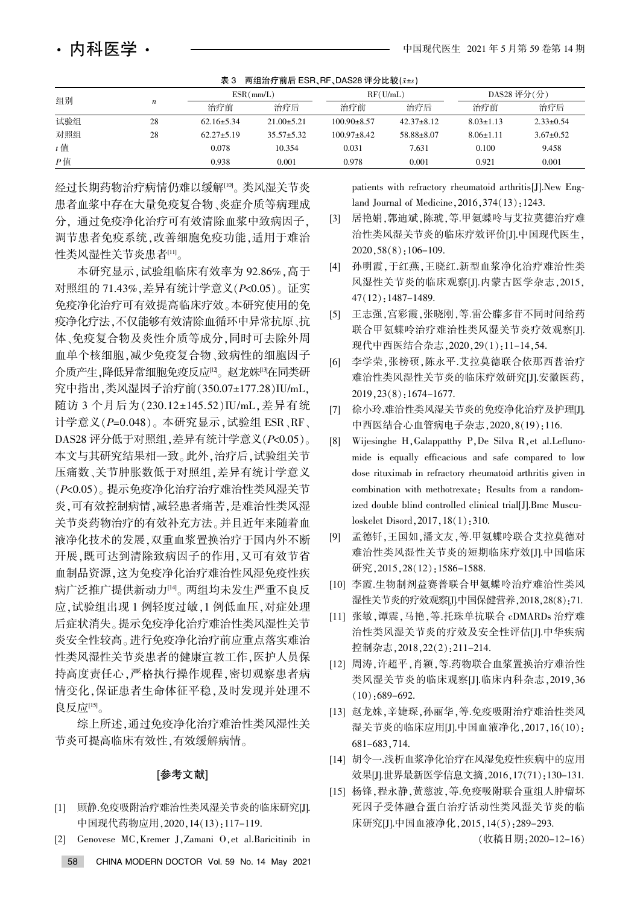表 3 两组治疗前后 ESR、RF、DAS28 评分比较($\bar{x}\pm s$)

| 组别 | $n$ | ESR(mm/L) | | RF(U/mL) | | DAS28 评分(分) | |
|---|---|---|---|---|---|---|---|
| | | 治疗前 | 治疗后 | 治疗前 | 治疗后 | 治疗前 | 治疗后 |
| 试验组 | 28 | 62.16±5.34 | 21.00±5.21 | 100.90±8.57 | 42.37±8.12 | 8.03±1.13 | 2.33±0.54 |
| 对照组 | 28 | 62.27±5.19 | 35.57±5.32 | 100.97±8.42 | 58.88±8.07 | 8.06±1.11 | 3.67±0.52 |
| $t$ 值 | | 0.078 | 10.354 | 0.031 | 7.631 | 0.100 | 9.458 |
| $P$ 值 | | 0.938 | 0.001 | 0.978 | 0.001 | 0.921 | 0.001 |

经过长期药物治疗病情仍难以缓解[10]。类风湿关节炎患者血浆中存在大量免疫复合物、炎症介质等病理成分，通过免疫净化治疗可有效清除血浆中致病因子，调节患者免疫系统，改善细胞免疫功能，适用于难治性类风湿性关节炎患者[11]。

本研究显示，试验组临床有效率为 92.86%，高于对照组的 71.43%，差异有统计学意义($P$<0.05)。证实免疫净化治疗可有效提高临床疗效。本研究使用的免疫净化疗法，不仅能够有效清除血循环中异常抗原、抗体、免疫复合物及炎性介质等成分，同时可去除外周血单个核细胞，减少免疫复合物、致病性的细胞因子介质产生，降低异常细胞免疫反应[12]。赵龙姝[13]在同类研究中指出，类风湿因子治疗前(350.07±177.28)IU/mL，随访 3 个月后为(230.12±145.52)IU/mL，差异有统计学意义($P$=0.048)。本研究显示，试验组 ESR、RF、DAS28 评分低于对照组，差异有统计学意义($P$<0.05)。本文与其研究结果相一致。此外，治疗后，试验组关节压痛数、关节肿胀数低于对照组，差异有统计学意义($P$<0.05)。提示免疫净化治疗治疗难治性类风湿关节炎，可有效控制病情，减轻患者痛苦，是难治性类风湿关节炎药物治疗的有效补充方法。并且近年来随着血液净化技术的发展，双重血浆置换治疗于国内外不断开展，既可达到清除致病因子的作用，又可有效节省血制品资源，这为免疫净化治疗难治性风湿免疫性疾病广泛推广提供新动力[14]。两组均未发生严重不良反应，试验组出现 1 例轻度过敏，1 例低血压，对症处理后症状消失。提示免疫净化治疗难治性类风湿性关节炎安全性较高。进行免疫净化治疗前应重点落实难治性类风湿性关节炎患者的健康宣教工作，医护人员保持高度责任心，严格执行操作规程，密切观察患者病情变化，保证患者生命体征平稳，及时发现并处理不良反应[15]。

综上所述，通过免疫净化治疗难治性类风湿性关节炎可提高临床有效性，有效缓解病情。

## [参考文献]

[1] 顾静.免疫吸附治疗难治性类风湿关节炎的临床研究[J].中国现代药物应用，2020，14(13)：117-119.

[2] Genovese MC，Kremer J，Zamani O，et al.Baricitinib in patients with refractory rheumatoid arthritis[J].New England Journal of Medicine，2016，374(13)：1243.

[3] 居艳娟，郭迪斌，陈琥，等.甲氨蝶呤与艾拉莫德治疗难治性类风湿关节炎的临床疗效评价[J].中国现代医生，2020，58(8)：106-109.

[4] 孙明霞，于红燕，王晓红.新型血浆净化治疗难治性类风湿性关节炎的临床观察[J].内蒙古医学杂志，2015，47(12)：1487-1489.

[5] 王志强，宫彩霞，张晓刚，等.雷公藤多苷不同时间给药联合甲氨蝶呤治疗难治性类风湿关节炎疗效观察[J].现代中西医结合杂志，2020，29(1)：11-14，54.

[6] 李学荣，张榜硕，陈永平.艾拉莫德联合依那西普治疗难治性类风湿性关节炎的临床疗效研究[J].安徽医药，2019，23(8)：1674-1677.

[7] 徐小玲.难治性类风湿关节炎的免疫净化治疗及护理[J].中西医结合心血管病电子杂志，2020，8(19)：116.

[8] Wijesinghe H，Galappatthy P，De Silva R，et al.Leflunomide is equally efficacious and safe compared to low dose rituximab in refractory rheumatoid arthritis given in combination with methotrexate：Results from a randomized double blind controlled clinical trial[J].Bmc Musculoskelet Disord，2017，18(1)：310.

[9] 孟德钎，王国如，潘文友，等.甲氨蝶呤联合艾拉莫德对难治性类风湿性关节炎的短期临床疗效[J].中国临床研究，2015，28(12)：1586-1588.

[10] 李霞.生物制剂益赛普联合甲氨蝶呤治疗难治性类风湿性关节炎的疗效观察[J].中国保健营养，2018，28(8)：71.

[11] 张敏，谭震，马艳，等.托珠单抗联合 cDMARDs 治疗难治性类风湿关节炎的疗效及安全性评估[J].中华疾病控制杂志，2018，22(2)：211-214.

[12] 周涛，许超平，肖颖，等.药物联合血浆置换治疗难治性类风湿关节炎的临床观察[J].临床内科杂志，2019，36(10)：689-692.

[13] 赵龙姝，辛婕琛，孙丽华，等.免疫吸附治疗难治性类风湿关节炎的临床应用[J].中国血液净化，2017，16(10)：681-683，714.

[14] 胡令一.浅析血浆净化治疗在风湿免疫性疾病中的应用效果[J].世界最新医学信息文摘，2016，17(71)：130-131.

[15] 杨锋，程永静，黄慈波，等.免疫吸附联合重组人肿瘤坏死因子受体融合蛋白治疗活动性类风湿关节炎的临床研究[J].中国血液净化，2015，14(5)：289-293.

(收稿日期：2020-12-16)